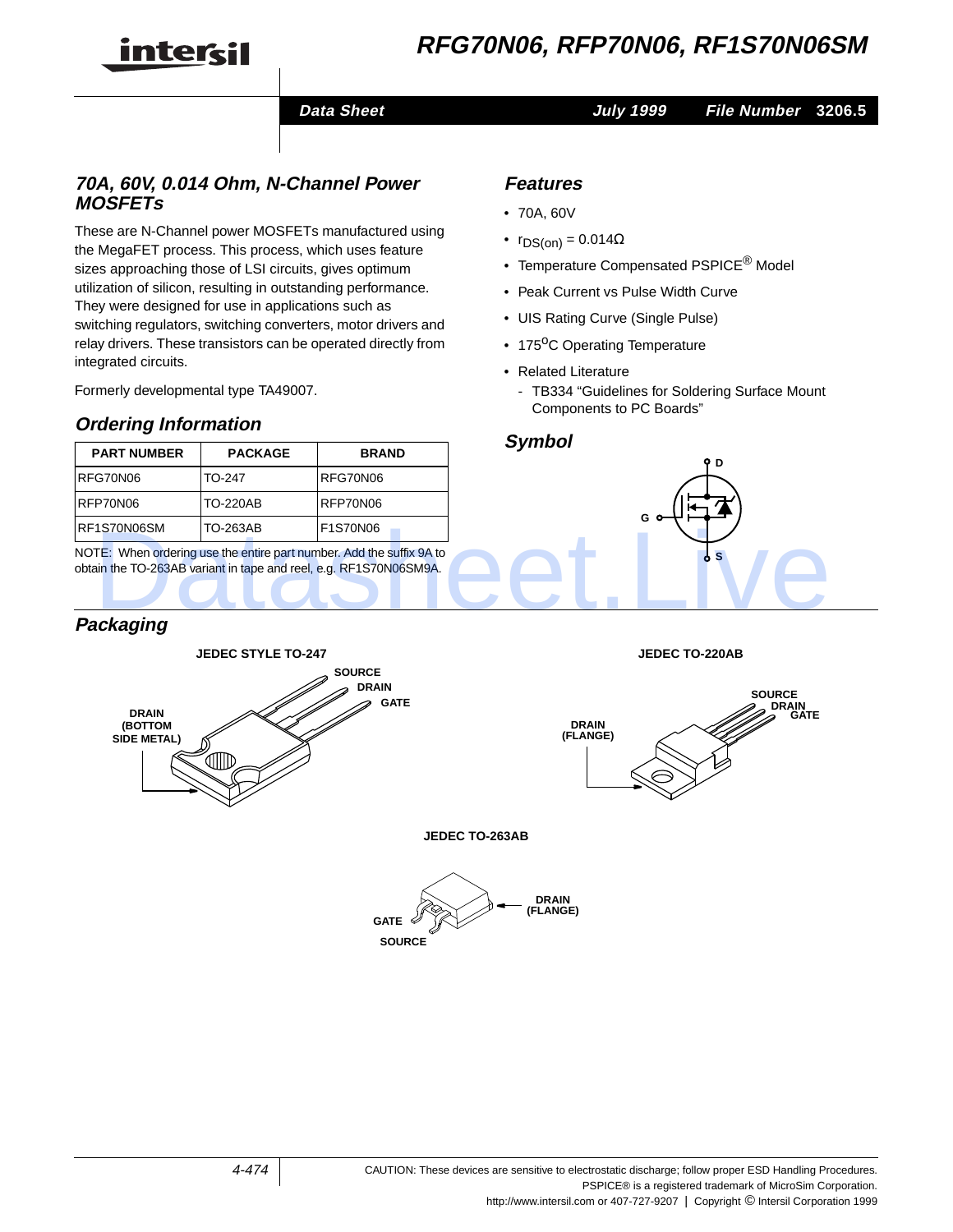# RFG70N06, RFP70N06, RF1S70N06SM

**Data Sheet** — July 1999 — File Number 3206.5

## 70A, 60V, 0.014 Ohm, N-Channel Power MOSFETs

These are N-Channel power MOSFETs manufactured using the MegaFET process. This process, which uses feature sizes approaching those of LSI circuits, gives optimum utilization of silicon, resulting in outstanding performance. They were designed for use in applications such as switching regulators, switching converters, motor drivers and relay drivers. These transistors can be operated directly from integrated circuits.

Formerly developmental type TA49007.

## Ordering Information

| PART NUMBER | PACKAGE | BRAND |
|---|---|---|
| RFG70N06 | TO-247 | RFG70N06 |
| RFP70N06 | TO-220AB | RFP70N06 |
| RF1S70N06SM | TO-263AB | F1S70N06 |

NOTE: When ordering use the entire part number. Add the suffix 9A to obtain the TO-263AB variant in tape and reel, e.g. RF1S70N06SM9A.

## Features

- 70A, 60V
- $r_{DS(on)} = 0.014\Omega$
- Temperature Compensated PSPICE® Model
- Peak Current vs Pulse Width Curve
- UIS Rating Curve (Single Pulse)
- $175^oC$ Operating Temperature
- Related Literature
  - TB334 "Guidelines for Soldering Surface Mount Components to PC Boards"

## Symbol

D, G, S

## Packaging

**JEDEC STYLE TO-247**

SOURCE, DRAIN, GATE, DRAIN (BOTTOM SIDE METAL)

**JEDEC TO-220AB**

SOURCE, DRAIN, GATE, DRAIN (FLANGE)

**JEDEC TO-263AB**

GATE, SOURCE, DRAIN (FLANGE)

CAUTION: These devices are sensitive to electrostatic discharge; follow proper ESD Handling Procedures.
PSPICE® is a registered trademark of MicroSim Corporation.
http://www.intersil.com or 407-727-9207 | Copyright © Intersil Corporation 1999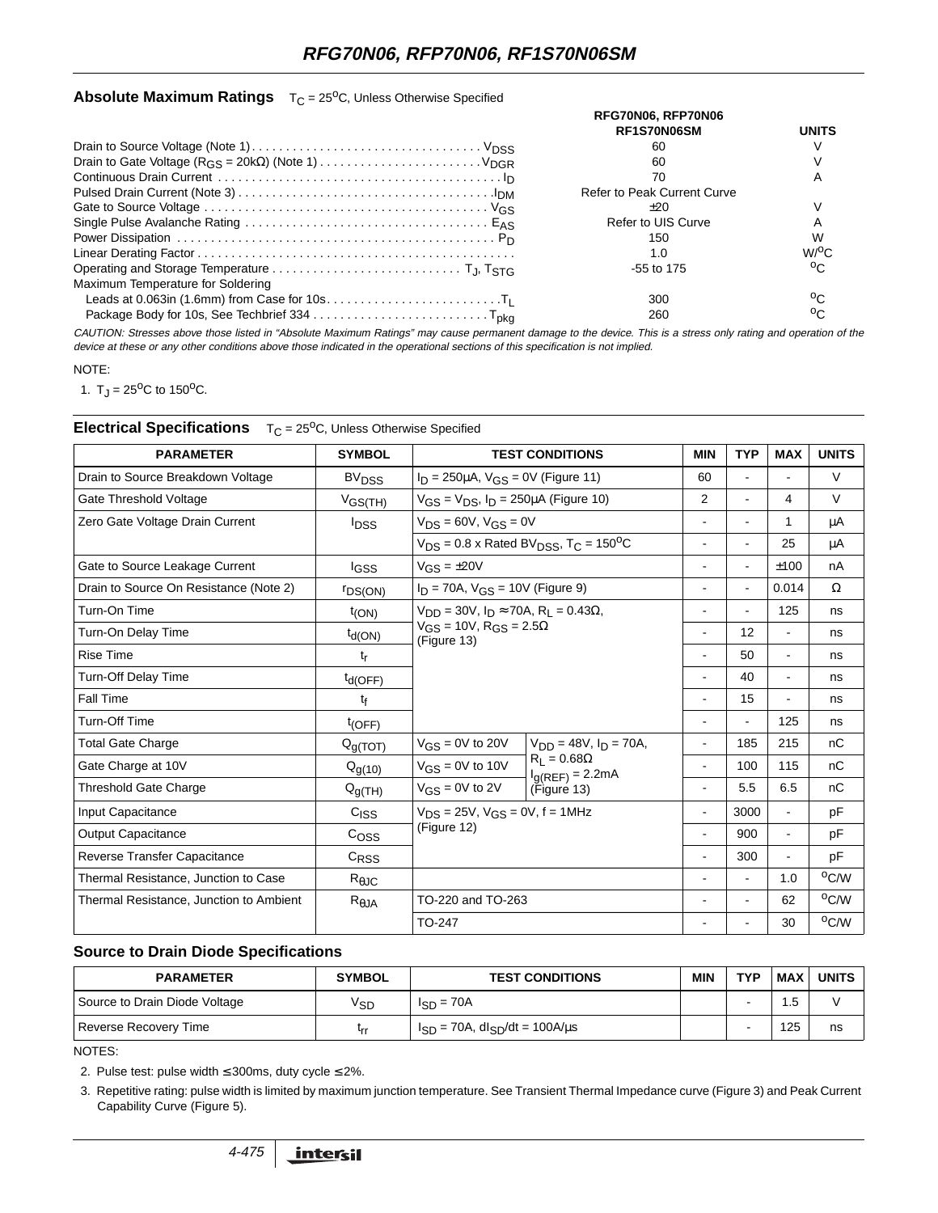## Absolute Maximum Ratings  $T_C = 25^oC$, Unless Otherwise Specified

| | RFG70N06, RFP70N06 RF1S70N06SM | UNITS |
|---|---|---|
| Drain to Source Voltage (Note 1) . . . . . $V_{DSS}$ | 60 | V |
| Drain to Gate Voltage ($R_{GS}$ = 20kΩ) (Note 1) . . . . . $V_{DGR}$ | 60 | V |
| Continuous Drain Current . . . . . $I_D$ | 70 | A |
| Pulsed Drain Current (Note 3) . . . . . $I_{DM}$ | Refer to Peak Current Curve | |
| Gate to Source Voltage . . . . . $V_{GS}$ | ±20 | V |
| Single Pulse Avalanche Rating . . . . . $E_{AS}$ | Refer to UIS Curve | A |
| Power Dissipation . . . . . $P_D$ | 150 | W |
| Linear Derating Factor . . . . . | 1.0 | $W/^oC$ |
| Operating and Storage Temperature . . . . . $T_J, T_{STG}$ | -55 to 175 | $^oC$ |
| Maximum Temperature for Soldering | | |
| Leads at 0.063in (1.6mm) from Case for 10s. . . . . $T_L$ | 300 | $^oC$ |
| Package Body for 10s, See Techbrief 334 . . . . . $T_{pkg}$ | 260 | $^oC$ |

*CAUTION: Stresses above those listed in "Absolute Maximum Ratings" may cause permanent damage to the device. This is a stress only rating and operation of the device at these or any other conditions above those indicated in the operational sections of this specification is not implied.*

NOTE:

1. $T_J = 25^oC$ to $150^oC$.

## Electrical Specifications  $T_C = 25^oC$, Unless Otherwise Specified

| PARAMETER | SYMBOL | TEST CONDITIONS | | MIN | TYP | MAX | UNITS |
|---|---|---|---|---|---|---|---|
| Drain to Source Breakdown Voltage | $BV_{DSS}$ | $I_D$ = 250μA, $V_{GS}$ = 0V (Figure 11) | | 60 | - | - | V |
| Gate Threshold Voltage | $V_{GS(TH)}$ | $V_{GS} = V_{DS}$, $I_D$ = 250μA (Figure 10) | | 2 | - | 4 | V |
| Zero Gate Voltage Drain Current | $I_{DSS}$ | $V_{DS}$ = 60V, $V_{GS}$ = 0V | | - | - | 1 | μA |
| | | $V_{DS}$ = 0.8 x Rated $BV_{DSS}$, $T_C = 150^oC$ | | - | - | 25 | μA |
| Gate to Source Leakage Current | $I_{GSS}$ | $V_{GS}$ = ±20V | | - | - | ±100 | nA |
| Drain to Source On Resistance (Note 2) | $r_{DS(ON)}$ | $I_D$ = 70A, $V_{GS}$ = 10V (Figure 9) | | - | - | 0.014 | Ω |
| Turn-On Time | $t_{(ON)}$ | $V_{DD}$ = 30V, $I_D$ ≈ 70A, $R_L$ = 0.43Ω, $V_{GS}$ = 10V, $R_{GS}$ = 2.5Ω (Figure 13) | | - | - | 125 | ns |
| Turn-On Delay Time | $t_{d(ON)}$ | | | - | 12 | - | ns |
| Rise Time | $t_r$ | | | - | 50 | - | ns |
| Turn-Off Delay Time | $t_{d(OFF)}$ | | | - | 40 | - | ns |
| Fall Time | $t_f$ | | | - | 15 | - | ns |
| Turn-Off Time | $t_{(OFF)}$ | | | - | - | 125 | ns |
| Total Gate Charge | $Q_{g(TOT)}$ | $V_{GS}$ = 0V to 20V | $V_{DD}$ = 48V, $I_D$ = 70A, $R_L$ = 0.68Ω $I_{g(REF)}$ = 2.2mA (Figure 13) | - | 185 | 215 | nC |
| Gate Charge at 10V | $Q_{g(10)}$ | $V_{GS}$ = 0V to 10V | | - | 100 | 115 | nC |
| Threshold Gate Charge | $Q_{g(TH)}$ | $V_{GS}$ = 0V to 2V | | - | 5.5 | 6.5 | nC |
| Input Capacitance | $C_{ISS}$ | $V_{DS}$ = 25V, $V_{GS}$ = 0V, f = 1MHz (Figure 12) | | - | 3000 | - | pF |
| Output Capacitance | $C_{OSS}$ | | | - | 900 | - | pF |
| Reverse Transfer Capacitance | $C_{RSS}$ | | | - | 300 | - | pF |
| Thermal Resistance, Junction to Case | $R_{\theta JC}$ | | | - | - | 1.0 | $^oC/W$ |
| Thermal Resistance, Junction to Ambient | $R_{\theta JA}$ | TO-220 and TO-263 | | - | - | 62 | $^oC/W$ |
| | | TO-247 | | - | - | 30 | $^oC/W$ |

## Source to Drain Diode Specifications

| PARAMETER | SYMBOL | TEST CONDITIONS | MIN | TYP | MAX | UNITS |
|---|---|---|---|---|---|---|
| Source to Drain Diode Voltage | $V_{SD}$ | $I_{SD}$ = 70A | | - | 1.5 | V |
| Reverse Recovery Time | $t_{rr}$ | $I_{SD}$ = 70A, $dI_{SD}/dt$ = 100A/μs | | - | 125 | ns |

NOTES:

2. Pulse test: pulse width ≤ 300ms, duty cycle ≤ 2%.
3. Repetitive rating: pulse width is limited by maximum junction temperature. See Transient Thermal Impedance curve (Figure 3) and Peak Current Capability Curve (Figure 5).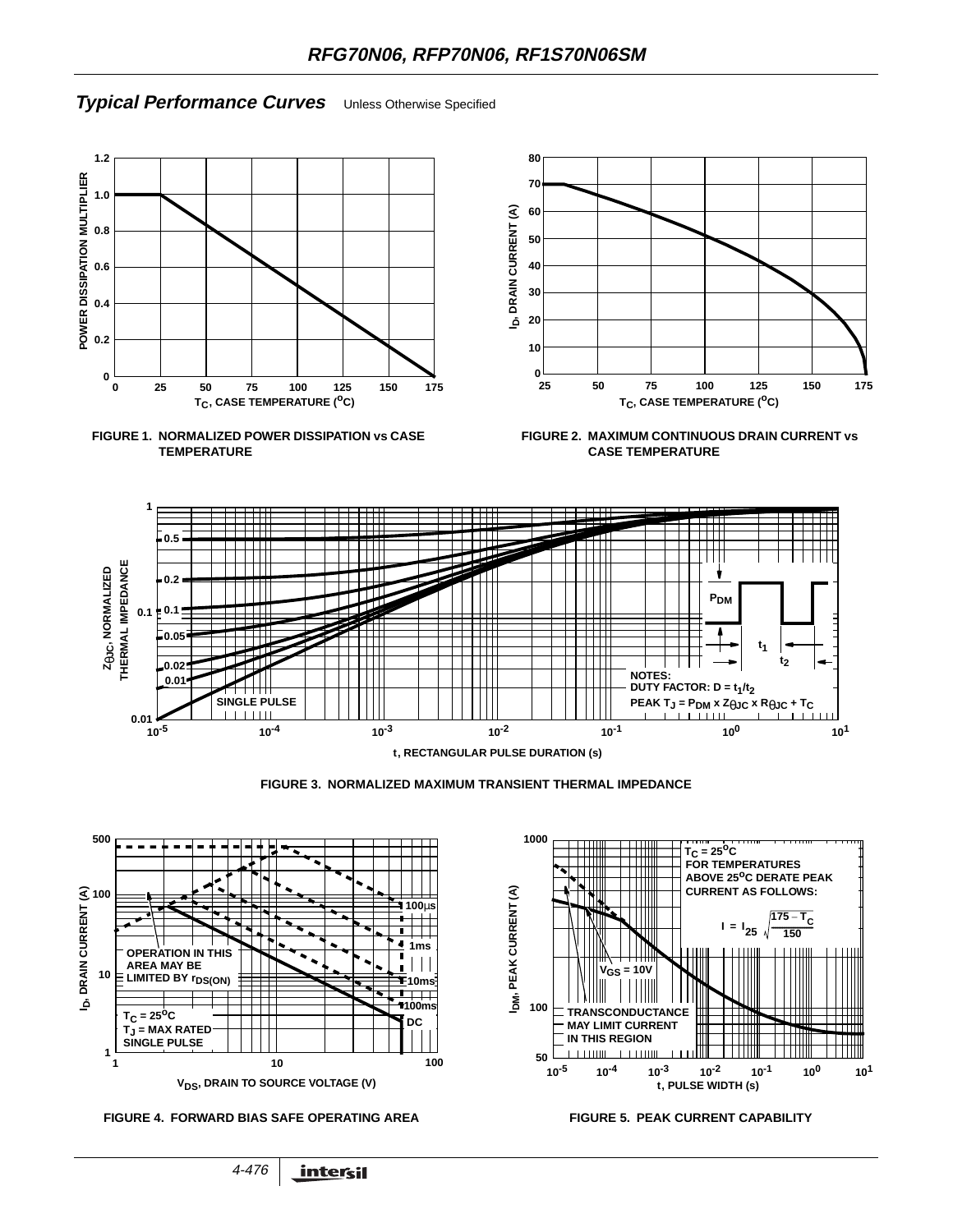## *Typical Performance Curves* Unless Otherwise Specified

FIGURE 1. NORMALIZED POWER DISSIPATION vs CASE TEMPERATURE

FIGURE 2. MAXIMUM CONTINUOUS DRAIN CURRENT vs CASE TEMPERATURE

NOTES:
DUTY FACTOR: $D = t_1/t_2$
PEAK $T_J = P_{DM} \times Z_{\theta JC} \times R_{\theta JC} + T_C$

FIGURE 3. NORMALIZED MAXIMUM TRANSIENT THERMAL IMPEDANCE

OPERATION IN THIS AREA MAY BE LIMITED BY $r_{DS(ON)}$

$T_C = 25^oC$
$T_J$ = MAX RATED
SINGLE PULSE

FIGURE 4. FORWARD BIAS SAFE OPERATING AREA

$T_C = 25^oC$
FOR TEMPERATURES ABOVE $25^oC$ DERATE PEAK CURRENT AS FOLLOWS:

$$I = I_{25} \sqrt{\frac{175 - T_C}{150}}$$

$V_{GS} = 10V$

TRANSCONDUCTANCE MAY LIMIT CURRENT IN THIS REGION

FIGURE 5. PEAK CURRENT CAPABILITY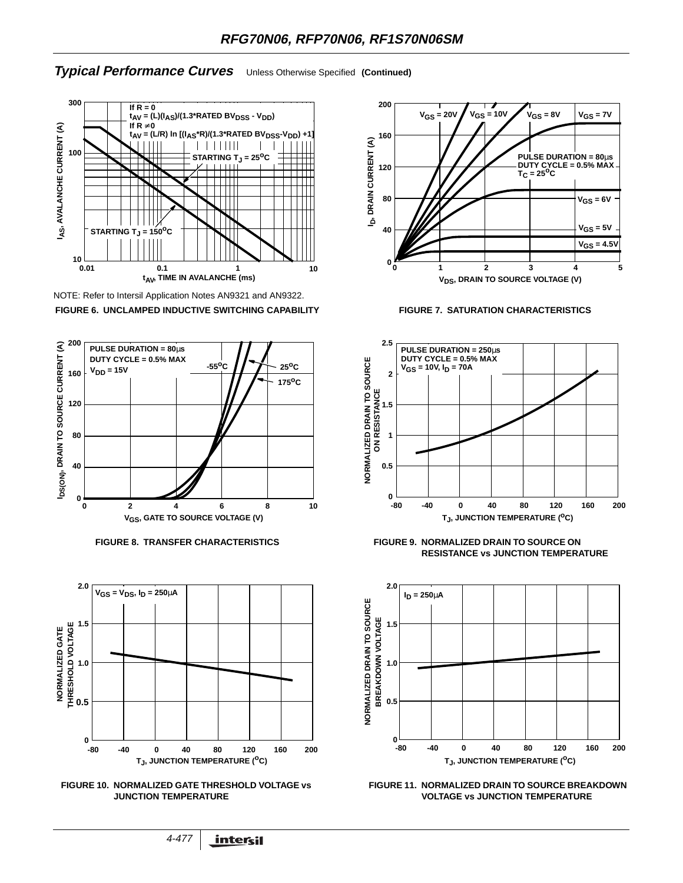## *Typical Performance Curves* Unless Otherwise Specified **(Continued)**

If R = 0
$t_{AV} = (L)(I_{AS})/(1.3*\text{RATED } BV_{DSS} - V_{DD})$
If R ≠ 0
$t_{AV} = (L/R) \ln[(I_{AS}*R)/(1.3*\text{RATED } BV_{DSS} - V_{DD}) + 1]$

NOTE: Refer to Intersil Application Notes AN9321 and AN9322.

**FIGURE 6. UNCLAMPED INDUCTIVE SWITCHING CAPABILITY**

**FIGURE 7. SATURATION CHARACTERISTICS**

**FIGURE 8. TRANSFER CHARACTERISTICS**

**FIGURE 9. NORMALIZED DRAIN TO SOURCE ON RESISTANCE vs JUNCTION TEMPERATURE**

**FIGURE 10. NORMALIZED GATE THRESHOLD VOLTAGE vs JUNCTION TEMPERATURE**

**FIGURE 11. NORMALIZED DRAIN TO SOURCE BREAKDOWN VOLTAGE vs JUNCTION TEMPERATURE**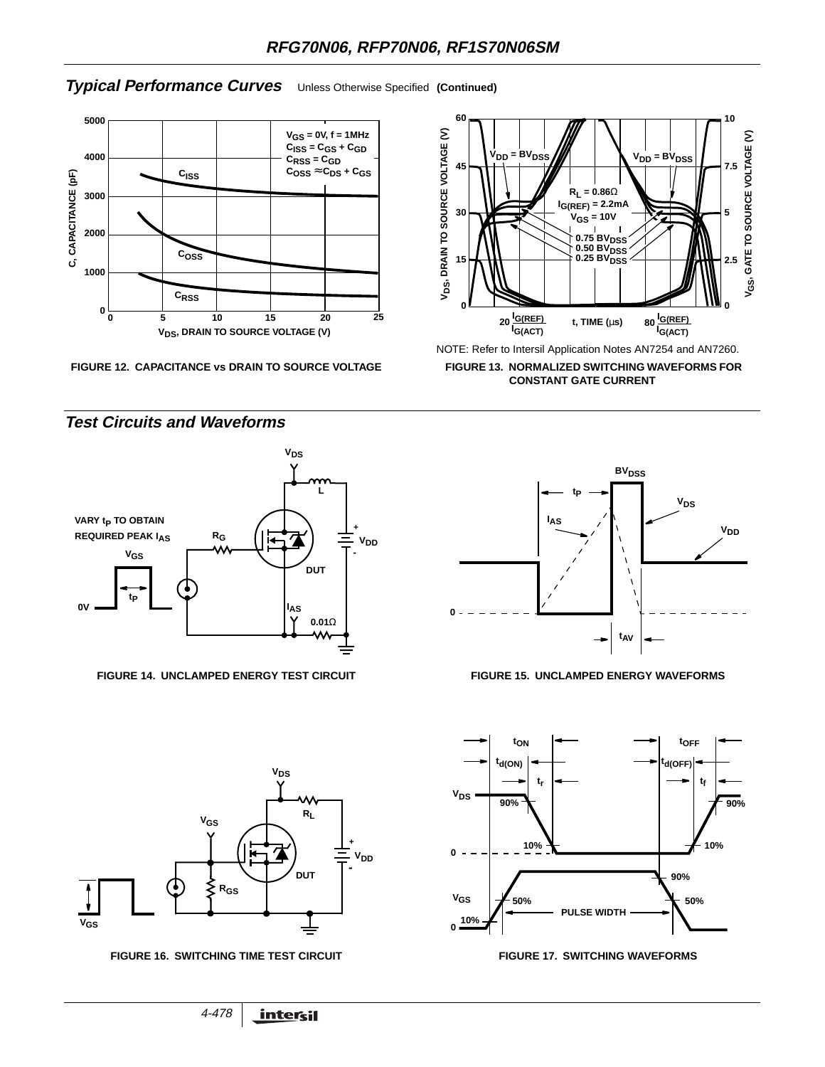## *Typical Performance Curves* Unless Otherwise Specified **(Continued)**

FIGURE 12. CAPACITANCE vs DRAIN TO SOURCE VOLTAGE

NOTE: Refer to Intersil Application Notes AN7254 and AN7260.

FIGURE 13. NORMALIZED SWITCHING WAVEFORMS FOR CONSTANT GATE CURRENT

## *Test Circuits and Waveforms*

FIGURE 14. UNCLAMPED ENERGY TEST CIRCUIT

FIGURE 15. UNCLAMPED ENERGY WAVEFORMS

FIGURE 16. SWITCHING TIME TEST CIRCUIT

FIGURE 17. SWITCHING WAVEFORMS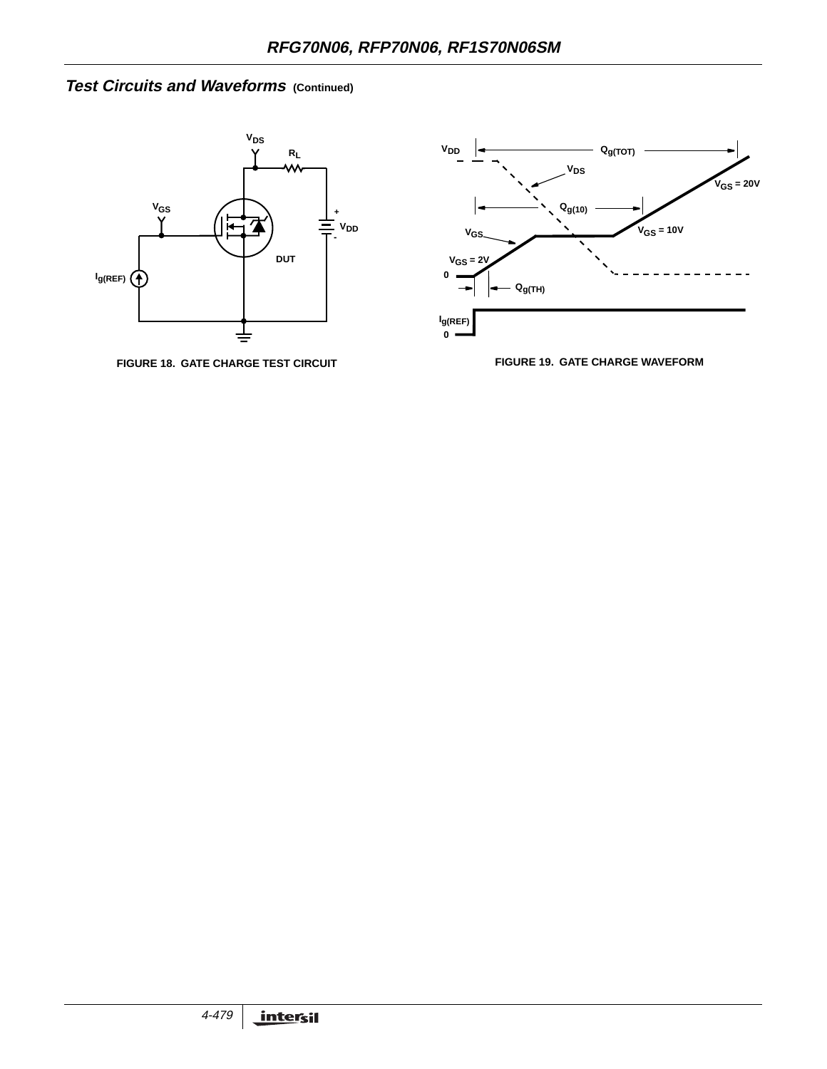## Test Circuits and Waveforms (Continued)

FIGURE 18. GATE CHARGE TEST CIRCUIT

FIGURE 19. GATE CHARGE WAVEFORM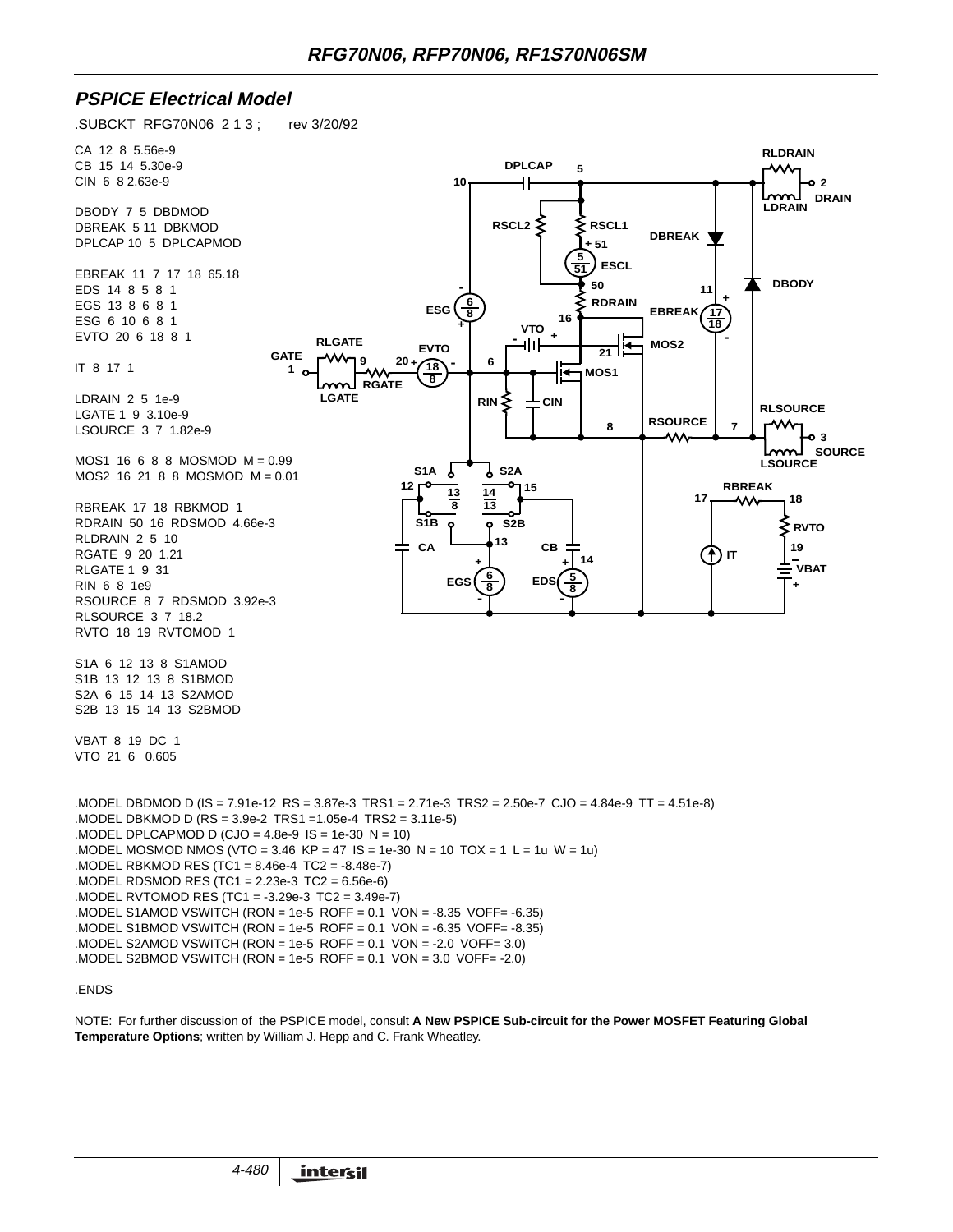## PSPICE Electrical Model

```
.SUBCKT RFG70N06 2 1 3 ;     rev 3/20/92

CA 12 8 5.56e-9
CB 15 14 5.30e-9
CIN 6 8 2.63e-9

DBODY 7 5 DBDMOD
DBREAK 5 11 DBKMOD
DPLCAP 10 5 DPLCAPMOD

EBREAK 11 7 17 18 65.18
EDS 14 8 5 8 1
EGS 13 8 6 8 1
ESG 6 10 6 8 1
EVTO 20 6 18 8 1

IT 8 17 1

LDRAIN 2 5 1e-9
LGATE 1 9 3.10e-9
LSOURCE 3 7 1.82e-9

MOS1 16 6 8 8 MOSMOD M = 0.99
MOS2 16 21 8 8 MOSMOD M = 0.01

RBREAK 17 18 RBKMOD 1
RDRAIN 50 16 RDSMOD 4.66e-3
RLDRAIN 2 5 10
RGATE 9 20 1.21
RLGATE 1 9 31
RIN 6 8 1e9
RSOURCE 8 7 RDSMOD 3.92e-3
RLSOURCE 3 7 18.2
RVTO 18 19 RVTOMOD 1

S1A 6 12 13 8 S1AMOD
S1B 13 12 13 8 S1BMOD
S2A 6 15 14 13 S2AMOD
S2B 13 15 14 13 S2BMOD

VBAT 8 19 DC 1
VTO 21 6  0.605

.MODEL DBDMOD D (IS = 7.91e-12  RS = 3.87e-3  TRS1 = 2.71e-3  TRS2 = 2.50e-7  CJO = 4.84e-9  TT = 4.51e-8)
.MODEL DBKMOD D (RS = 3.9e-2  TRS1 =1.05e-4  TRS2 = 3.11e-5)
.MODEL DPLCAPMOD D (CJO = 4.8e-9  IS = 1e-30  N = 10)
.MODEL MOSMOD NMOS (VTO = 3.46  KP = 47  IS = 1e-30  N = 10  TOX = 1  L = 1u  W = 1u)
.MODEL RBKMOD RES (TC1 = 8.46e-4  TC2 = -8.48e-7)
.MODEL RDSMOD RES (TC1 = 2.23e-3  TC2 = 6.56e-6)
.MODEL RVTOMOD RES (TC1 = -3.29e-3  TC2 = 3.49e-7)
.MODEL S1AMOD VSWITCH (RON = 1e-5  ROFF = 0.1  VON = -8.35  VOFF= -6.35)
.MODEL S1BMOD VSWITCH (RON = 1e-5  ROFF = 0.1  VON = -6.35  VOFF= -8.35)
.MODEL S2AMOD VSWITCH (RON = 1e-5  ROFF = 0.1  VON = -2.0  VOFF= 3.0)
.MODEL S2BMOD VSWITCH (RON = 1e-5  ROFF = 0.1  VON = 3.0  VOFF= -2.0)

.ENDS
```

NOTE: For further discussion of the PSPICE model, consult **A New PSPICE Sub-circuit for the Power MOSFET Featuring Global Temperature Options**; written by William J. Hepp and C. Frank Wheatley.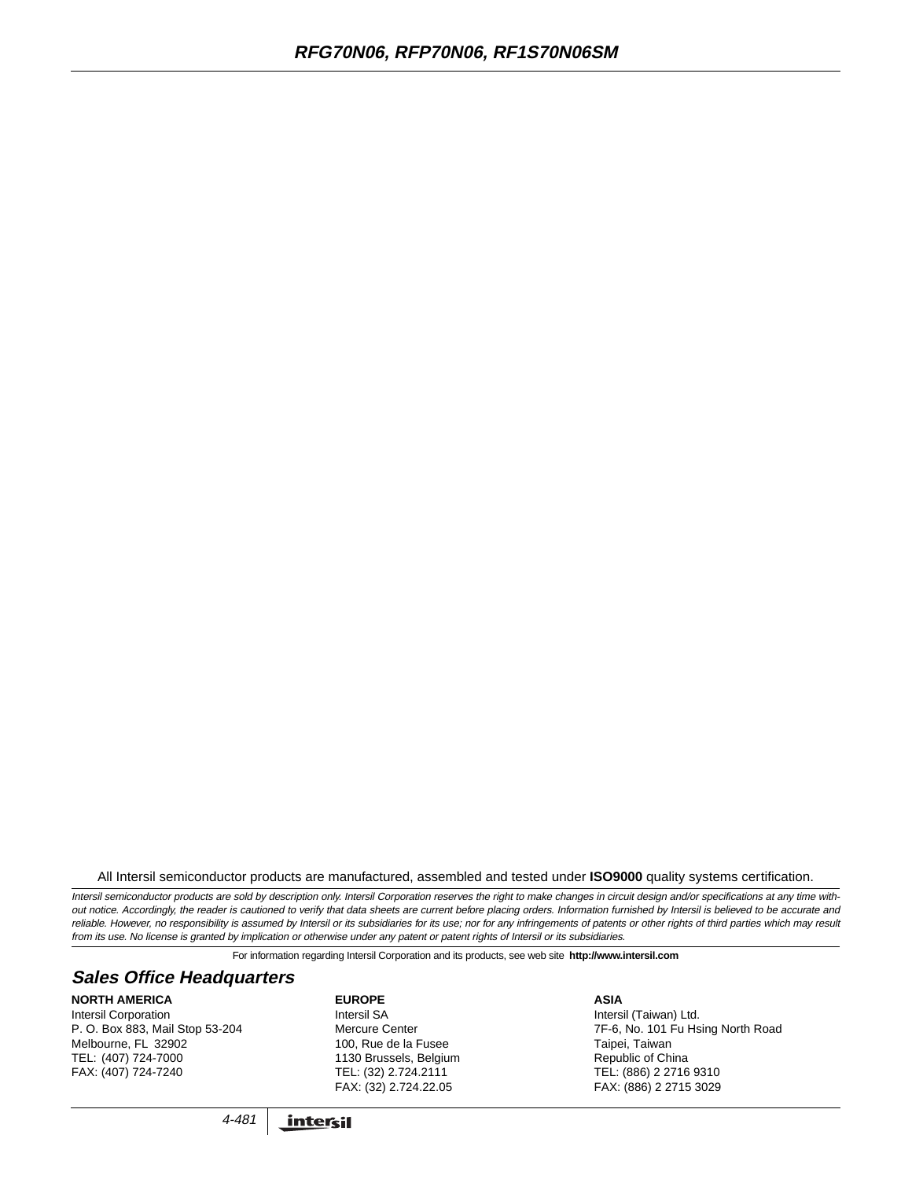All Intersil semiconductor products are manufactured, assembled and tested under **ISO9000** quality systems certification.

*Intersil semiconductor products are sold by description only. Intersil Corporation reserves the right to make changes in circuit design and/or specifications at any time without notice. Accordingly, the reader is cautioned to verify that data sheets are current before placing orders. Information furnished by Intersil is believed to be accurate and reliable. However, no responsibility is assumed by Intersil or its subsidiaries for its use; nor for any infringements of patents or other rights of third parties which may result from its use. No license is granted by implication or otherwise under any patent or patent rights of Intersil or its subsidiaries.*

For information regarding Intersil Corporation and its products, see web site **http://www.intersil.com**

## *Sales Office Headquarters*

**NORTH AMERICA**
Intersil Corporation
P. O. Box 883, Mail Stop 53-204
Melbourne, FL 32902
TEL: (407) 724-7000
FAX: (407) 724-7240

**EUROPE**
Intersil SA
Mercure Center
100, Rue de la Fusee
1130 Brussels, Belgium
TEL: (32) 2.724.2111
FAX: (32) 2.724.22.05

**ASIA**
Intersil (Taiwan) Ltd.
7F-6, No. 101 Fu Hsing North Road
Taipei, Taiwan
Republic of China
TEL: (886) 2 2716 9310
FAX: (886) 2 2715 3029